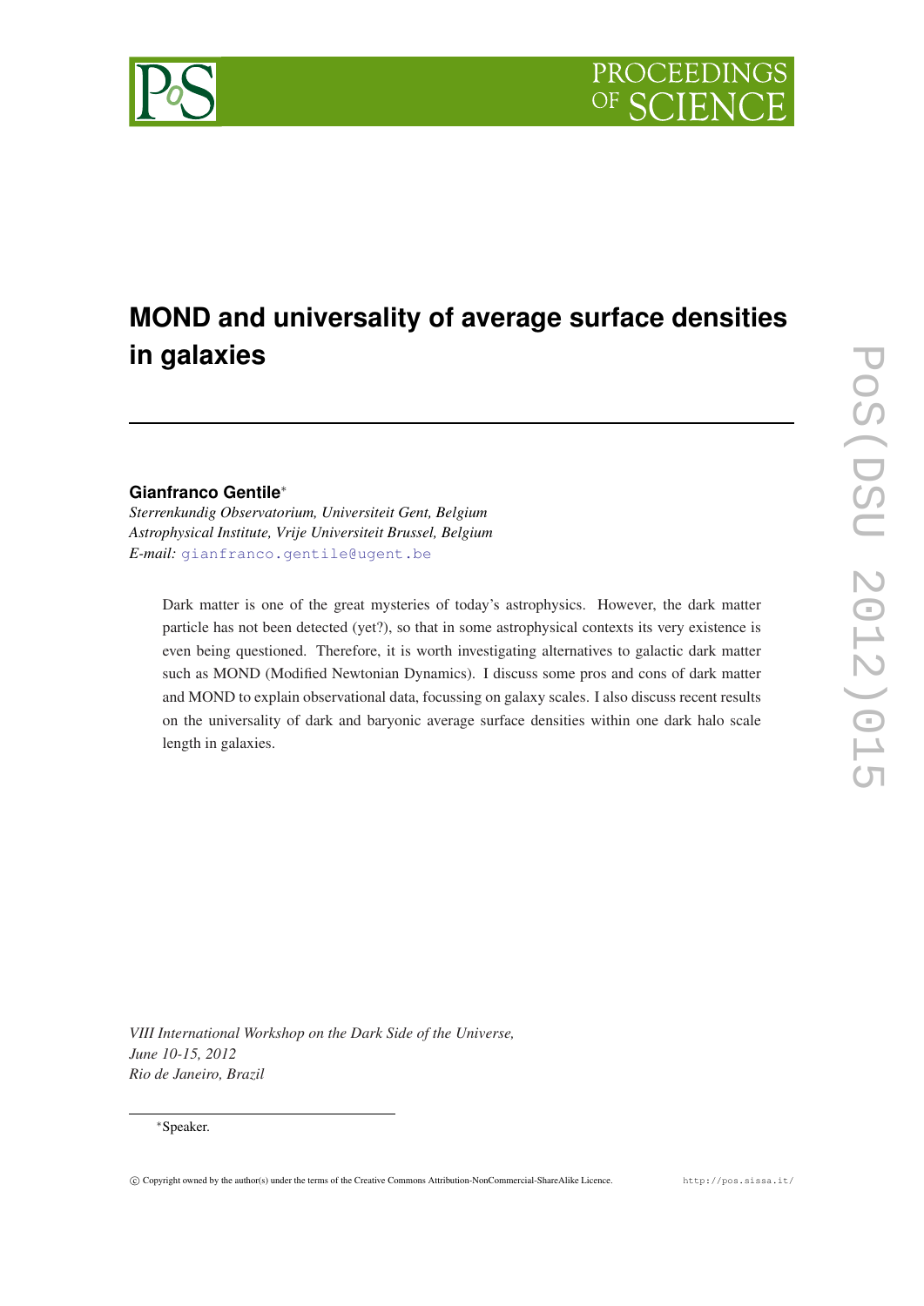# MOND and universality of average surface densities in galaxies

**Gianfranco Gentile***

*Sterrenkundig Observatorium, Universiteit Gent, Belgium*
*Astrophysical Institute, Vrije Universiteit Brussel, Belgium*
*E-mail:* gianfranco.gentile@ugent.be

Dark matter is one of the great mysteries of today's astrophysics. However, the dark matter particle has not been detected (yet?), so that in some astrophysical contexts its very existence is even being questioned. Therefore, it is worth investigating alternatives to galactic dark matter such as MOND (Modified Newtonian Dynamics). I discuss some pros and cons of dark matter and MOND to explain observational data, focussing on galaxy scales. I also discuss recent results on the universality of dark and baryonic average surface densities within one dark halo scale length in galaxies.

*VIII International Workshop on the Dark Side of the Universe,*
*June 10-15, 2012*
*Rio de Janeiro, Brazil*

*Speaker.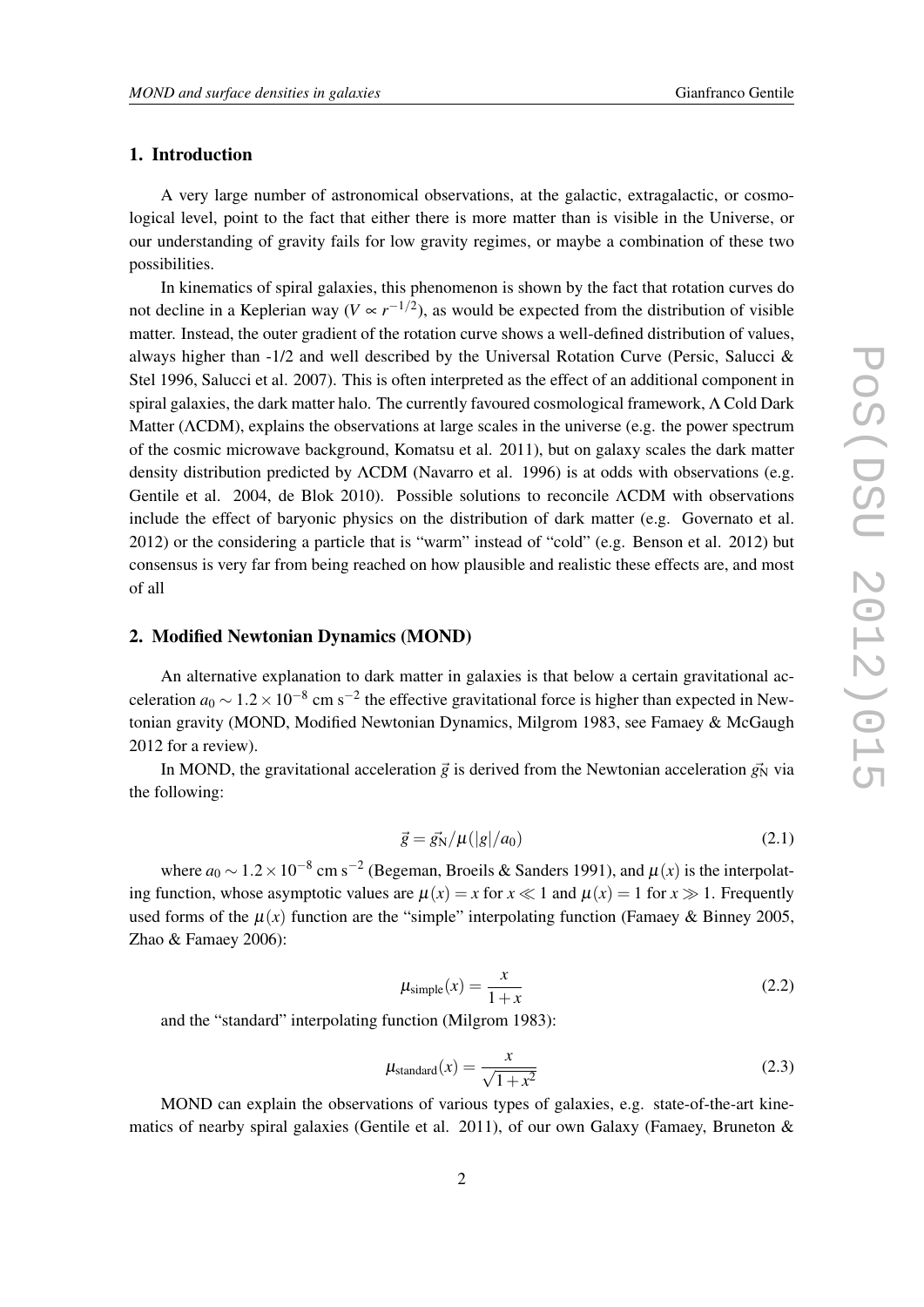## 1. Introduction

A very large number of astronomical observations, at the galactic, extragalactic, or cosmological level, point to the fact that either there is more matter than is visible in the Universe, or our understanding of gravity fails for low gravity regimes, or maybe a combination of these two possibilities.

In kinematics of spiral galaxies, this phenomenon is shown by the fact that rotation curves do not decline in a Keplerian way ($V \propto r^{-1/2}$), as would be expected from the distribution of visible matter. Instead, the outer gradient of the rotation curve shows a well-defined distribution of values, always higher than -1/2 and well described by the Universal Rotation Curve (Persic, Salucci & Stel 1996, Salucci et al. 2007). This is often interpreted as the effect of an additional component in spiral galaxies, the dark matter halo. The currently favoured cosmological framework, $\Lambda$ Cold Dark Matter ($\Lambda$CDM), explains the observations at large scales in the universe (e.g. the power spectrum of the cosmic microwave background, Komatsu et al. 2011), but on galaxy scales the dark matter density distribution predicted by $\Lambda$CDM (Navarro et al. 1996) is at odds with observations (e.g. Gentile et al. 2004, de Blok 2010). Possible solutions to reconcile $\Lambda$CDM with observations include the effect of baryonic physics on the distribution of dark matter (e.g. Governato et al. 2012) or the considering a particle that is "warm" instead of "cold" (e.g. Benson et al. 2012) but consensus is very far from being reached on how plausible and realistic these effects are, and most of all

## 2. Modified Newtonian Dynamics (MOND)

An alternative explanation to dark matter in galaxies is that below a certain gravitational acceleration $a_0 \sim 1.2 \times 10^{-8}$ cm s$^{-2}$ the effective gravitational force is higher than expected in Newtonian gravity (MOND, Modified Newtonian Dynamics, Milgrom 1983, see Famaey & McGaugh 2012 for a review).

In MOND, the gravitational acceleration $\vec{g}$ is derived from the Newtonian acceleration $\vec{g_{\rm N}}$ via the following:

$$\vec{g} = \vec{g_{\rm N}}/\mu(|g|/a_0) \tag{2.1}$$

where $a_0 \sim 1.2 \times 10^{-8}$ cm s$^{-2}$ (Begeman, Broeils & Sanders 1991), and $\mu(x)$ is the interpolating function, whose asymptotic values are $\mu(x) = x$ for $x \ll 1$ and $\mu(x) = 1$ for $x \gg 1$. Frequently used forms of the $\mu(x)$ function are the "simple" interpolating function (Famaey & Binney 2005, Zhao & Famaey 2006):

$$\mu_{\rm simple}(x) = \frac{x}{1+x} \tag{2.2}$$

and the "standard" interpolating function (Milgrom 1983):

$$\mu_{\rm standard}(x) = \frac{x}{\sqrt{1+x^2}} \tag{2.3}$$

MOND can explain the observations of various types of galaxies, e.g. state-of-the-art kinematics of nearby spiral galaxies (Gentile et al. 2011), of our own Galaxy (Famaey, Bruneton &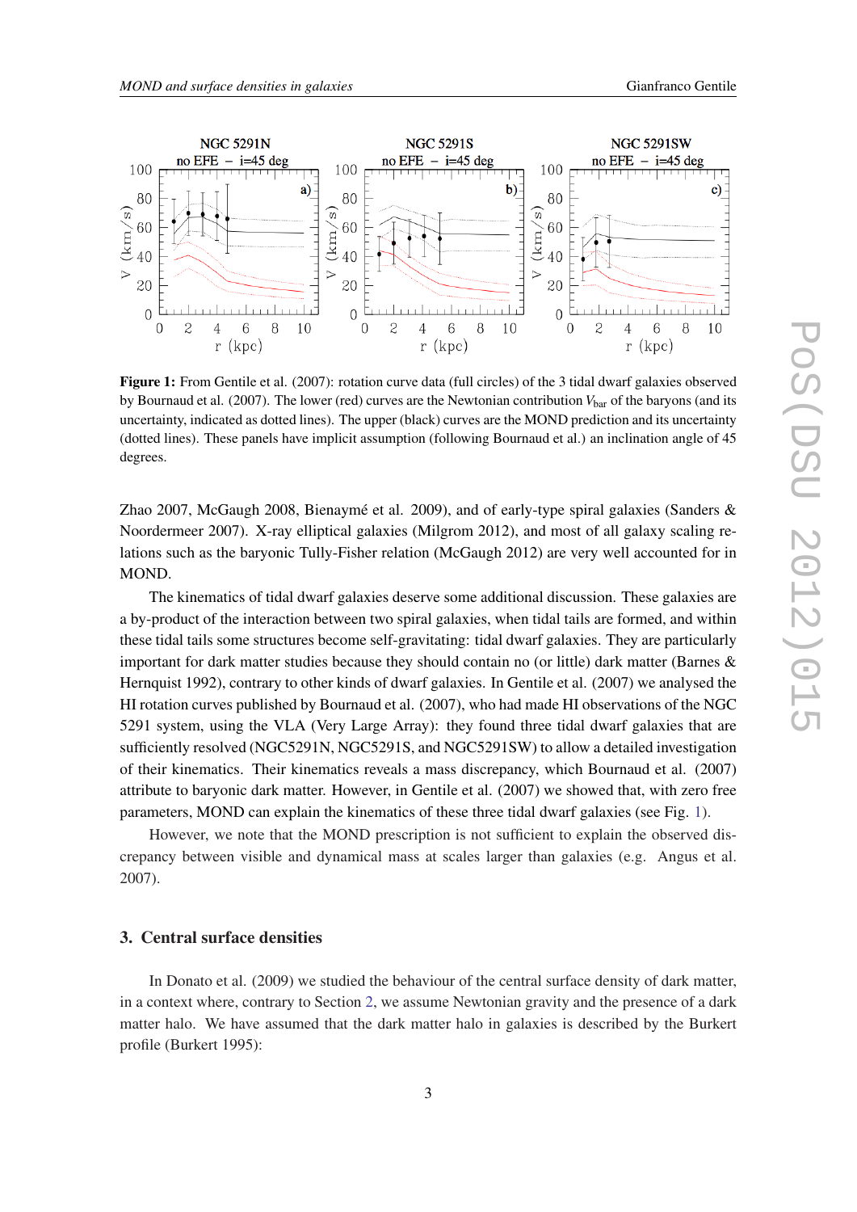**Figure 1:** From Gentile et al. (2007): rotation curve data (full circles) of the 3 tidal dwarf galaxies observed by Bournaud et al. (2007). The lower (red) curves are the Newtonian contribution $V_{\rm bar}$ of the baryons (and its uncertainty, indicated as dotted lines). The upper (black) curves are the MOND prediction and its uncertainty (dotted lines). These panels have implicit assumption (following Bournaud et al.) an inclination angle of 45 degrees.

Zhao 2007, McGaugh 2008, Bienaymé et al. 2009), and of early-type spiral galaxies (Sanders & Noordermeer 2007). X-ray elliptical galaxies (Milgrom 2012), and most of all galaxy scaling relations such as the baryonic Tully-Fisher relation (McGaugh 2012) are very well accounted for in MOND.

The kinematics of tidal dwarf galaxies deserve some additional discussion. These galaxies are a by-product of the interaction between two spiral galaxies, when tidal tails are formed, and within these tidal tails some structures become self-gravitating: tidal dwarf galaxies. They are particularly important for dark matter studies because they should contain no (or little) dark matter (Barnes & Hernquist 1992), contrary to other kinds of dwarf galaxies. In Gentile et al. (2007) we analysed the HI rotation curves published by Bournaud et al. (2007), who had made HI observations of the NGC 5291 system, using the VLA (Very Large Array): they found three tidal dwarf galaxies that are sufficiently resolved (NGC5291N, NGC5291S, and NGC5291SW) to allow a detailed investigation of their kinematics. Their kinematics reveals a mass discrepancy, which Bournaud et al. (2007) attribute to baryonic dark matter. However, in Gentile et al. (2007) we showed that, with zero free parameters, MOND can explain the kinematics of these three tidal dwarf galaxies (see Fig. 1).

However, we note that the MOND prescription is not sufficient to explain the observed discrepancy between visible and dynamical mass at scales larger than galaxies (e.g. Angus et al. 2007).

## 3. Central surface densities

In Donato et al. (2009) we studied the behaviour of the central surface density of dark matter, in a context where, contrary to Section 2, we assume Newtonian gravity and the presence of a dark matter halo. We have assumed that the dark matter halo in galaxies is described by the Burkert profile (Burkert 1995):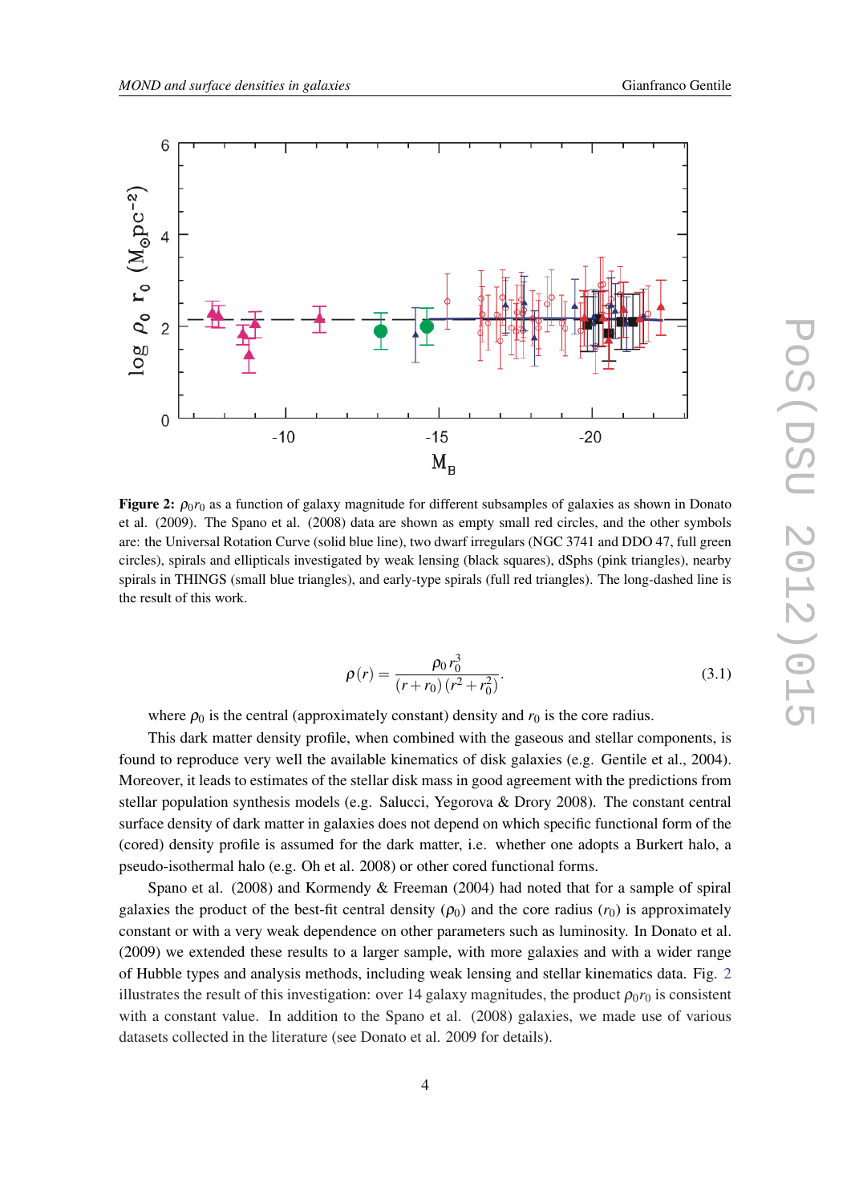**Figure 2:** $\rho_0 r_0$ as a function of galaxy magnitude for different subsamples of galaxies as shown in Donato et al. (2009). The Spano et al. (2008) data are shown as empty small red circles, and the other symbols are: the Universal Rotation Curve (solid blue line), two dwarf irregulars (NGC 3741 and DDO 47, full green circles), spirals and ellipticals investigated by weak lensing (black squares), dSphs (pink triangles), nearby spirals in THINGS (small blue triangles), and early-type spirals (full red triangles). The long-dashed line is the result of this work.

$$\rho(r) = \frac{\rho_0 r_0^3}{(r + r_0)(r^2 + r_0^2)}. \tag{3.1}$$

where $\rho_0$ is the central (approximately constant) density and $r_0$ is the core radius.

This dark matter density profile, when combined with the gaseous and stellar components, is found to reproduce very well the available kinematics of disk galaxies (e.g. Gentile et al., 2004). Moreover, it leads to estimates of the stellar disk mass in good agreement with the predictions from stellar population synthesis models (e.g. Salucci, Yegorova & Drory 2008). The constant central surface density of dark matter in galaxies does not depend on which specific functional form of the (cored) density profile is assumed for the dark matter, i.e. whether one adopts a Burkert halo, a pseudo-isothermal halo (e.g. Oh et al. 2008) or other cored functional forms.

Spano et al. (2008) and Kormendy & Freeman (2004) had noted that for a sample of spiral galaxies the product of the best-fit central density ($\rho_0$) and the core radius ($r_0$) is approximately constant or with a very weak dependence on other parameters such as luminosity. In Donato et al. (2009) we extended these results to a larger sample, with more galaxies and with a wider range of Hubble types and analysis methods, including weak lensing and stellar kinematics data. Fig. 2 illustrates the result of this investigation: over 14 galaxy magnitudes, the product $\rho_0 r_0$ is consistent with a constant value. In addition to the Spano et al. (2008) galaxies, we made use of various datasets collected in the literature (see Donato et al. 2009 for details).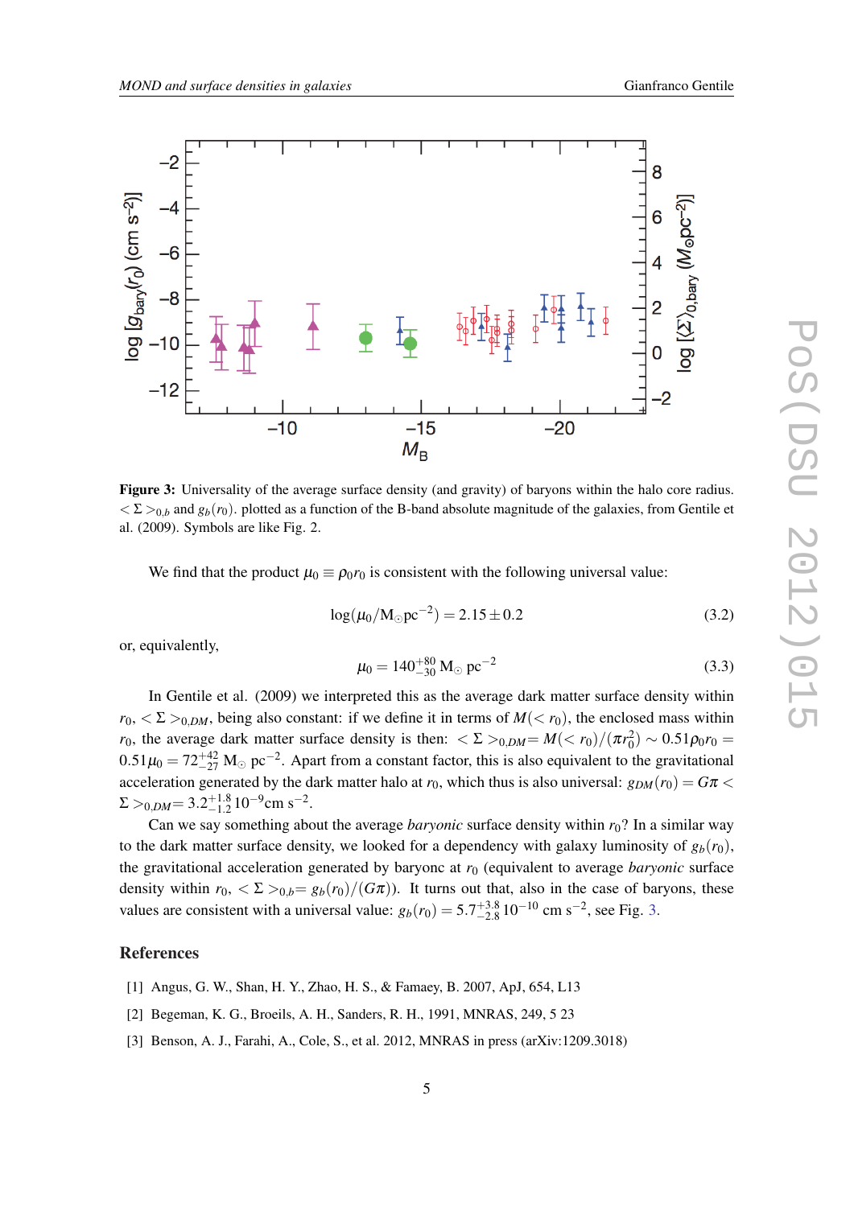**Figure 3:** Universality of the average surface density (and gravity) of baryons within the halo core radius. $< \Sigma >_{0,b}$ and $g_b(r_0)$. plotted as a function of the B-band absolute magnitude of the galaxies, from Gentile et al. (2009). Symbols are like Fig. 2.

We find that the product $\mu_0 \equiv \rho_0 r_0$ is consistent with the following universal value:

$$\log(\mu_0/\mathrm{M}_\odot \mathrm{pc}^{-2}) = 2.15 \pm 0.2 \tag{3.2}$$

or, equivalently,

$$\mu_0 = 140^{+80}_{-30}\,\mathrm{M}_\odot\ \mathrm{pc}^{-2} \tag{3.3}$$

In Gentile et al. (2009) we interpreted this as the average dark matter surface density within $r_0$, $< \Sigma >_{0,DM}$, being also constant: if we define it in terms of $M(< r_0)$, the enclosed mass within $r_0$, the average dark matter surface density is then: $< \Sigma >_{0,DM} = M(< r_0)/(\pi r_0^2) \sim 0.51 \rho_0 r_0 = 0.51 \mu_0 = 72^{+42}_{-27}\,\mathrm{M}_\odot\ \mathrm{pc}^{-2}$. Apart from a constant factor, this is also equivalent to the gravitational acceleration generated by the dark matter halo at $r_0$, which thus is also universal: $g_{DM}(r_0) = G\pi < \Sigma >_{0,DM} = 3.2^{+1.8}_{-1.2}\,10^{-9}\mathrm{cm\ s}^{-2}$.

Can we say something about the average *baryonic* surface density within $r_0$? In a similar way to the dark matter surface density, we looked for a dependency with galaxy luminosity of $g_b(r_0)$, the gravitational acceleration generated by baryonc at $r_0$ (equivalent to average *baryonic* surface density within $r_0$, $< \Sigma >_{0,b} = g_b(r_0)/(G\pi)$). It turns out that, also in the case of baryons, these values are consistent with a universal value: $g_b(r_0) = 5.7^{+3.8}_{-2.8}\,10^{-10}$ cm s$^{-2}$, see Fig. 3.

## References

[1] Angus, G. W., Shan, H. Y., Zhao, H. S., & Famaey, B. 2007, ApJ, 654, L13

[2] Begeman, K. G., Broeils, A. H., Sanders, R. H., 1991, MNRAS, 249, 5 23

[3] Benson, A. J., Farahi, A., Cole, S., et al. 2012, MNRAS in press (arXiv:1209.3018)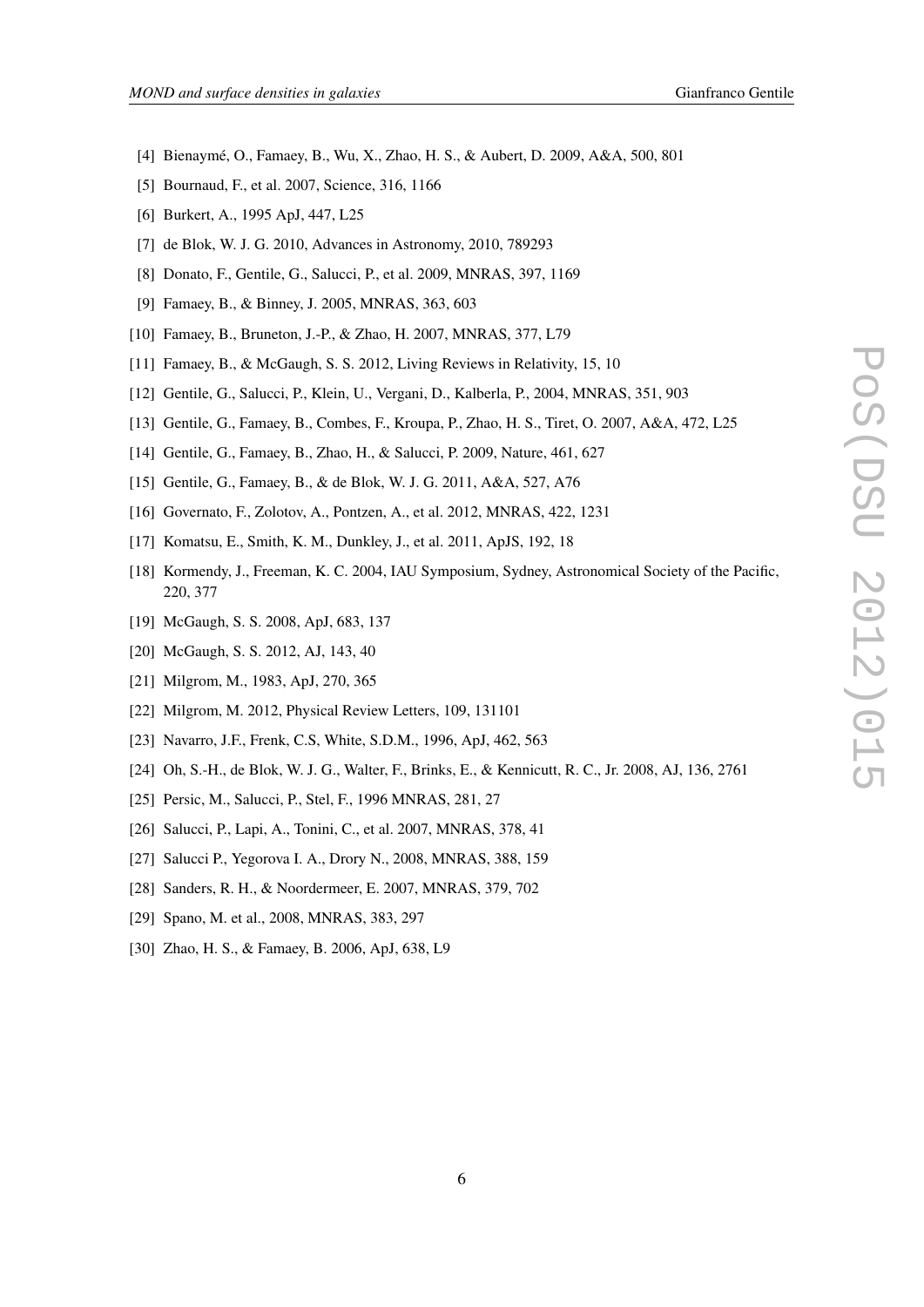[4] Bienaymé, O., Famaey, B., Wu, X., Zhao, H. S., & Aubert, D. 2009, A&A, 500, 801

[5] Bournaud, F., et al. 2007, Science, 316, 1166

[6] Burkert, A., 1995 ApJ, 447, L25

[7] de Blok, W. J. G. 2010, Advances in Astronomy, 2010, 789293

[8] Donato, F., Gentile, G., Salucci, P., et al. 2009, MNRAS, 397, 1169

[9] Famaey, B., & Binney, J. 2005, MNRAS, 363, 603

[10] Famaey, B., Bruneton, J.-P., & Zhao, H. 2007, MNRAS, 377, L79

[11] Famaey, B., & McGaugh, S. S. 2012, Living Reviews in Relativity, 15, 10

[12] Gentile, G., Salucci, P., Klein, U., Vergani, D., Kalberla, P., 2004, MNRAS, 351, 903

[13] Gentile, G., Famaey, B., Combes, F., Kroupa, P., Zhao, H. S., Tiret, O. 2007, A&A, 472, L25

[14] Gentile, G., Famaey, B., Zhao, H., & Salucci, P. 2009, Nature, 461, 627

[15] Gentile, G., Famaey, B., & de Blok, W. J. G. 2011, A&A, 527, A76

[16] Governato, F., Zolotov, A., Pontzen, A., et al. 2012, MNRAS, 422, 1231

[17] Komatsu, E., Smith, K. M., Dunkley, J., et al. 2011, ApJS, 192, 18

[18] Kormendy, J., Freeman, K. C. 2004, IAU Symposium, Sydney, Astronomical Society of the Pacific, 220, 377

[19] McGaugh, S. S. 2008, ApJ, 683, 137

[20] McGaugh, S. S. 2012, AJ, 143, 40

[21] Milgrom, M., 1983, ApJ, 270, 365

[22] Milgrom, M. 2012, Physical Review Letters, 109, 131101

[23] Navarro, J.F., Frenk, C.S, White, S.D.M., 1996, ApJ, 462, 563

[24] Oh, S.-H., de Blok, W. J. G., Walter, F., Brinks, E., & Kennicutt, R. C., Jr. 2008, AJ, 136, 2761

[25] Persic, M., Salucci, P., Stel, F., 1996 MNRAS, 281, 27

[26] Salucci, P., Lapi, A., Tonini, C., et al. 2007, MNRAS, 378, 41

[27] Salucci P., Yegorova I. A., Drory N., 2008, MNRAS, 388, 159

[28] Sanders, R. H., & Noordermeer, E. 2007, MNRAS, 379, 702

[29] Spano, M. et al., 2008, MNRAS, 383, 297

[30] Zhao, H. S., & Famaey, B. 2006, ApJ, 638, L9